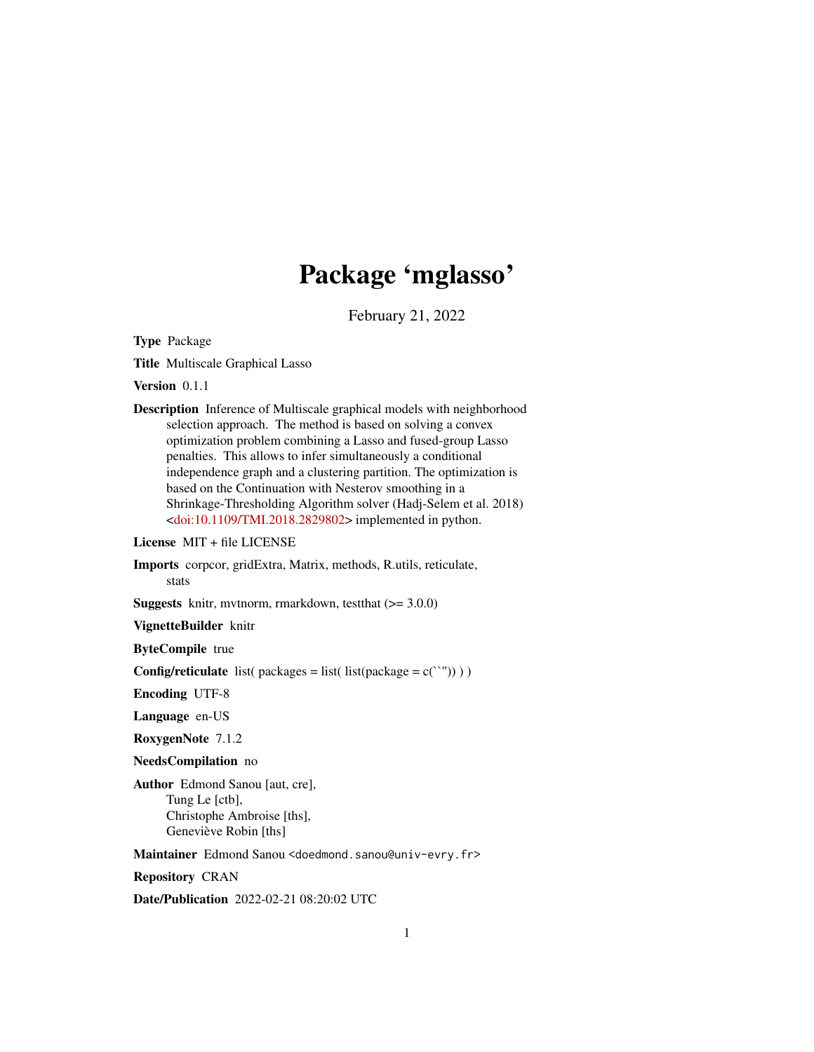# Package 'mglasso'

February 21, 2022

**Type** Package

**Title** Multiscale Graphical Lasso

**Version** 0.1.1

**Description** Inference of Multiscale graphical models with neighborhood selection approach. The method is based on solving a convex optimization problem combining a Lasso and fused-group Lasso penalties. This allows to infer simultaneously a conditional independence graph and a clustering partition. The optimization is based on the Continuation with Nesterov smoothing in a Shrinkage-Thresholding Algorithm solver (Hadj-Selem et al. 2018) <doi:10.1109/TMI.2018.2829802> implemented in python.

**License** MIT + file LICENSE

**Imports** corpcor, gridExtra, Matrix, methods, R.utils, reticulate, stats

**Suggests** knitr, mvtnorm, rmarkdown, testthat (>= 3.0.0)

**VignetteBuilder** knitr

**ByteCompile** true

**Config/reticulate** list( packages = list( list(package = c(``")) ) )

**Encoding** UTF-8

**Language** en-US

**RoxygenNote** 7.1.2

**NeedsCompilation** no

**Author** Edmond Sanou [aut, cre],
Tung Le [ctb],
Christophe Ambroise [ths],
Geneviève Robin [ths]

**Maintainer** Edmond Sanou <doedmond.sanou@univ-evry.fr>

**Repository** CRAN

**Date/Publication** 2022-02-21 08:20:02 UTC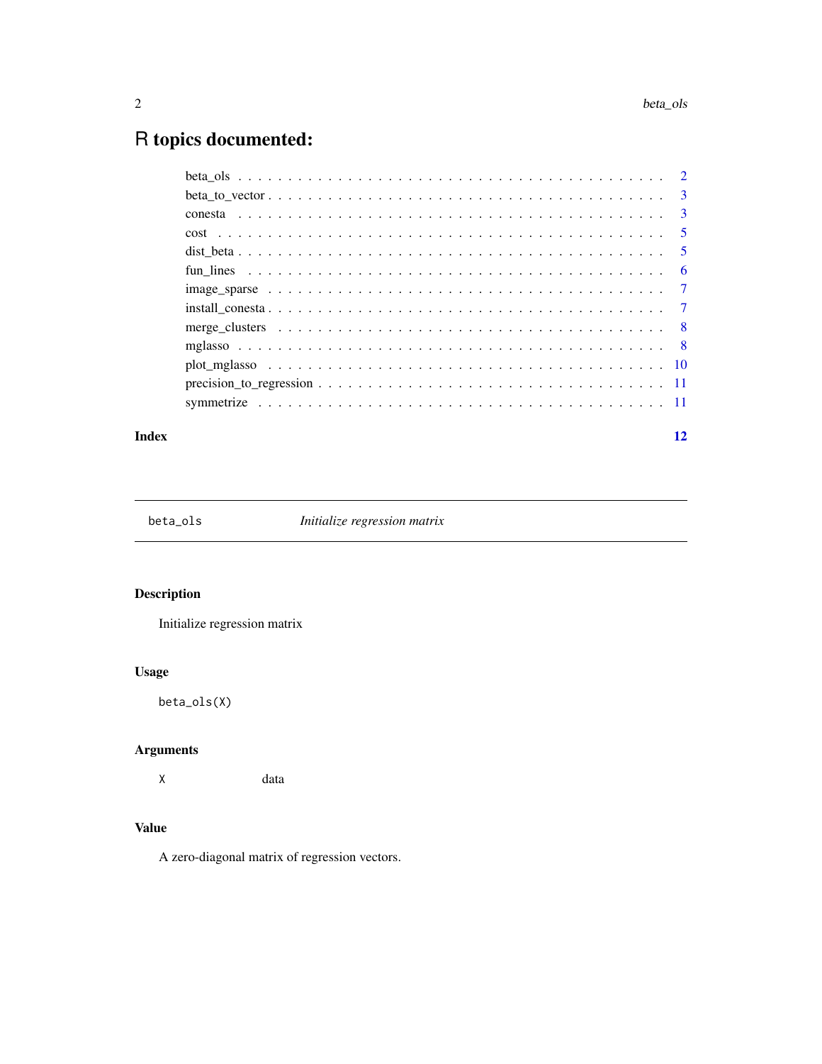# R topics documented:

| | |
|---|---|
| beta_ols | 2 |
| beta_to_vector | 3 |
| conesta | 3 |
| cost | 5 |
| dist_beta | 5 |
| fun_lines | 6 |
| image_sparse | 7 |
| install_conesta | 7 |
| merge_clusters | 8 |
| mglasso | 8 |
| plot_mglasso | 10 |
| precision_to_regression | 11 |
| symmetrize | 11 |

**Index** 12

---

`beta_ols` *Initialize regression matrix*

---

## Description

Initialize regression matrix

## Usage

```
beta_ols(X)
```

## Arguments

| | |
|---|---|
| `X` | data |

## Value

A zero-diagonal matrix of regression vectors.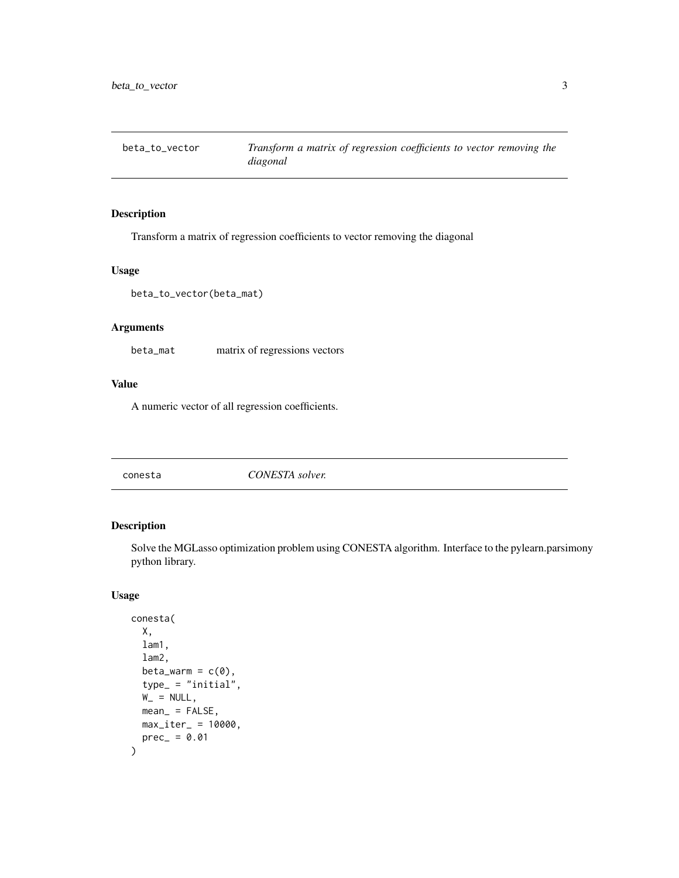## beta_to_vector — *Transform a matrix of regression coefficients to vector removing the diagonal*

### Description

Transform a matrix of regression coefficients to vector removing the diagonal

### Usage

```
beta_to_vector(beta_mat)
```

### Arguments

| | |
|---|---|
| beta_mat | matrix of regressions vectors |

### Value

A numeric vector of all regression coefficients.

## conesta — *CONESTA solver.*

### Description

Solve the MGLasso optimization problem using CONESTA algorithm. Interface to the pylearn.parsimony python library.

### Usage

```
conesta(
  X,
  lam1,
  lam2,
  beta_warm = c(0),
  type_ = "initial",
  W_ = NULL,
  mean_ = FALSE,
  max_iter_ = 10000,
  prec_ = 0.01
)
```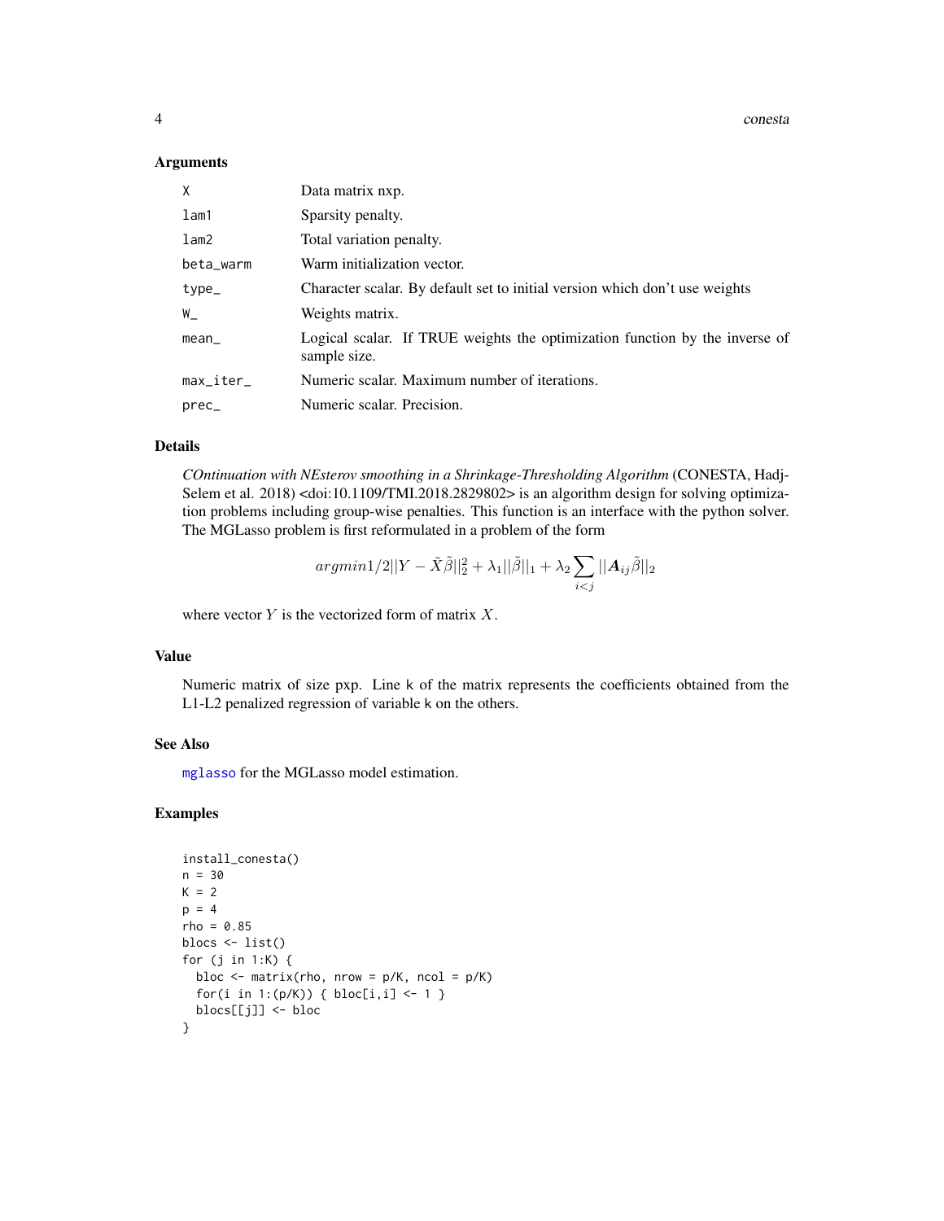### Arguments

| | |
|---|---|
| X | Data matrix nxp. |
| lam1 | Sparsity penalty. |
| lam2 | Total variation penalty. |
| beta_warm | Warm initialization vector. |
| type_ | Character scalar. By default set to initial version which don't use weights |
| W_ | Weights matrix. |
| mean_ | Logical scalar. If TRUE weights the optimization function by the inverse of sample size. |
| max_iter_ | Numeric scalar. Maximum number of iterations. |
| prec_ | Numeric scalar. Precision. |

### Details

*COntinuation with NEsterov smoothing in a Shrinkage-Thresholding Algorithm* (CONESTA, Hadj-Selem et al. 2018) <doi:10.1109/TMI.2018.2829802> is an algorithm design for solving optimization problems including group-wise penalties. This function is an interface with the python solver. The MGLasso problem is first reformulated in a problem of the form

$$argmin 1/2||Y - \tilde{X}\tilde{\beta}||_2^2 + \lambda_1||\tilde{\beta}||_1 + \lambda_2 \sum_{i<j} ||\boldsymbol{A}_{ij}\tilde{\beta}||_2$$

where vector $Y$ is the vectorized form of matrix $X$.

### Value

Numeric matrix of size pxp. Line k of the matrix represents the coefficients obtained from the L1-L2 penalized regression of variable k on the others.

### See Also

mglasso for the MGLasso model estimation.

### Examples

```
install_conesta()
n = 30
K = 2
p = 4
rho = 0.85
blocs <- list()
for (j in 1:K) {
  bloc <- matrix(rho, nrow = p/K, ncol = p/K)
  for(i in 1:(p/K)) { bloc[i,i] <- 1 }
  blocs[[j]] <- bloc
}
```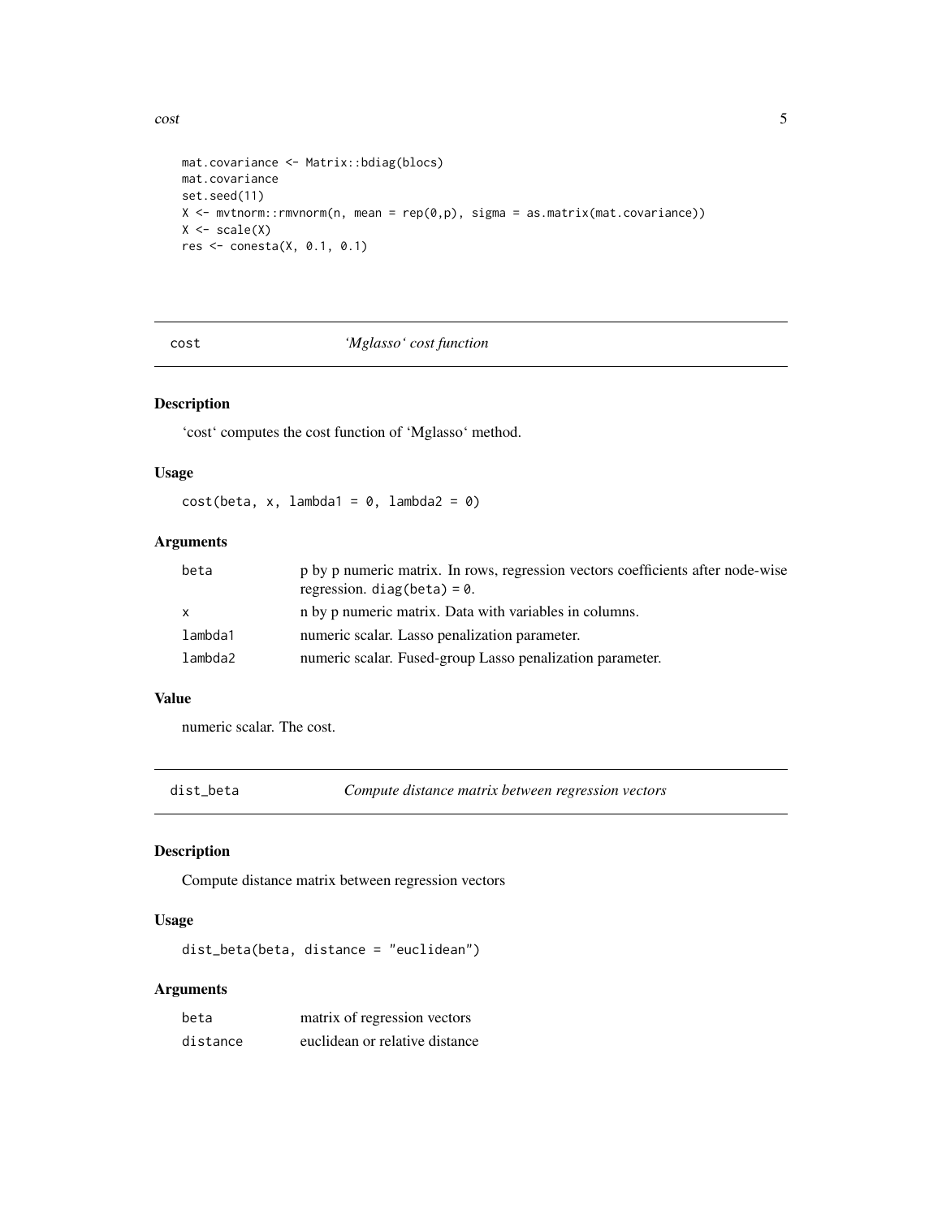```
mat.covariance <- Matrix::bdiag(blocs)
mat.covariance
set.seed(11)
X <- mvtnorm::rmvnorm(n, mean = rep(0,p), sigma = as.matrix(mat.covariance))
X <- scale(X)
res <- conesta(X, 0.1, 0.1)
```

## cost — *'Mglasso' cost function*

### Description

'cost' computes the cost function of 'Mglasso' method.

### Usage

```
cost(beta, x, lambda1 = 0, lambda2 = 0)
```

### Arguments

| | |
|---|---|
| beta | p by p numeric matrix. In rows, regression vectors coefficients after node-wise regression. `diag(beta) = 0`. |
| x | n by p numeric matrix. Data with variables in columns. |
| lambda1 | numeric scalar. Lasso penalization parameter. |
| lambda2 | numeric scalar. Fused-group Lasso penalization parameter. |

### Value

numeric scalar. The cost.

## dist_beta — *Compute distance matrix between regression vectors*

### Description

Compute distance matrix between regression vectors

### Usage

```
dist_beta(beta, distance = "euclidean")
```

### Arguments

| | |
|---|---|
| beta | matrix of regression vectors |
| distance | euclidean or relative distance |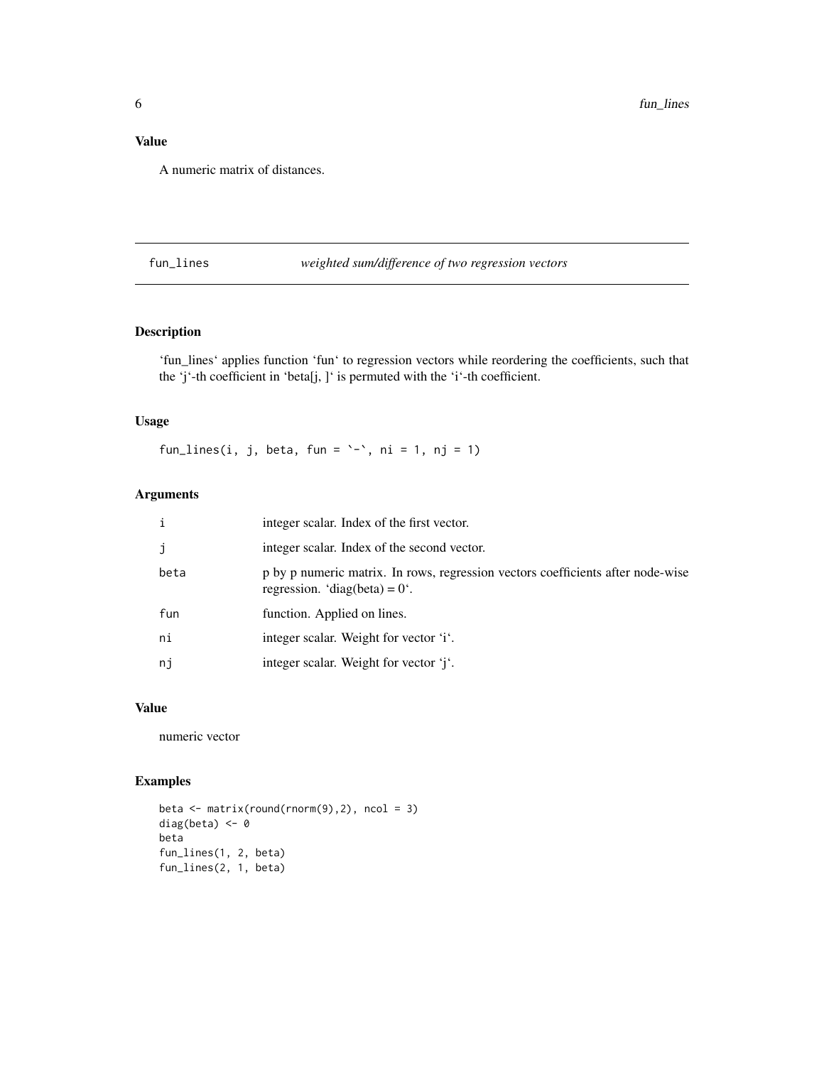## Value

A numeric matrix of distances.

---

## fun_lines    *weighted sum/difference of two regression vectors*

### Description

'fun_lines' applies function 'fun' to regression vectors while reordering the coefficients, such that the 'j'-th coefficient in 'beta[j, ]' is permuted with the 'i'-th coefficient.

### Usage

```
fun_lines(i, j, beta, fun = `-`, ni = 1, nj = 1)
```

### Arguments

| | |
|---|---|
| i | integer scalar. Index of the first vector. |
| j | integer scalar. Index of the second vector. |
| beta | p by p numeric matrix. In rows, regression vectors coefficients after node-wise regression. 'diag(beta) = 0'. |
| fun | function. Applied on lines. |
| ni | integer scalar. Weight for vector 'i'. |
| nj | integer scalar. Weight for vector 'j'. |

### Value

numeric vector

### Examples

```
beta <- matrix(round(rnorm(9),2), ncol = 3)
diag(beta) <- 0
beta
fun_lines(1, 2, beta)
fun_lines(2, 1, beta)
```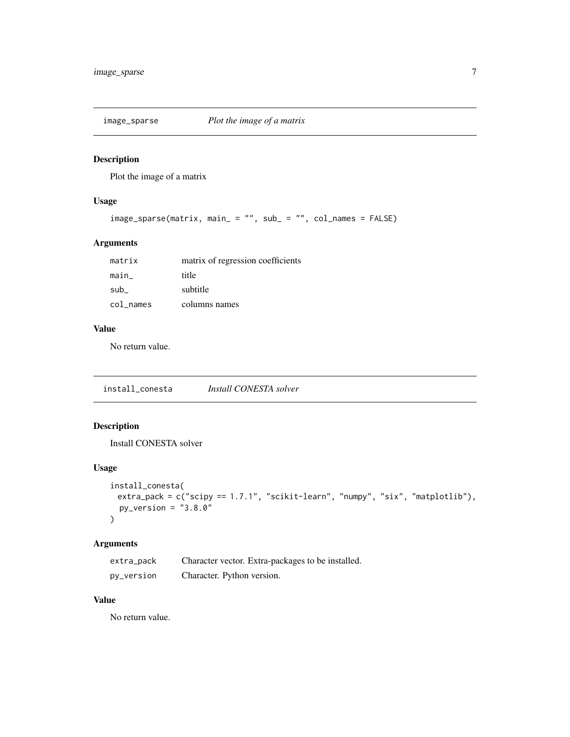## image_sparse — *Plot the image of a matrix*

### Description

Plot the image of a matrix

### Usage

```
image_sparse(matrix, main_ = "", sub_ = "", col_names = FALSE)
```

### Arguments

| | |
|---|---|
| matrix | matrix of regression coefficients |
| main_ | title |
| sub_ | subtitle |
| col_names | columns names |

### Value

No return value.

## install_conesta — *Install CONESTA solver*

### Description

Install CONESTA solver

### Usage

```
install_conesta(
  extra_pack = c("scipy == 1.7.1", "scikit-learn", "numpy", "six", "matplotlib"),
  py_version = "3.8.0"
)
```

### Arguments

| | |
|---|---|
| extra_pack | Character vector. Extra-packages to be installed. |
| py_version | Character. Python version. |

### Value

No return value.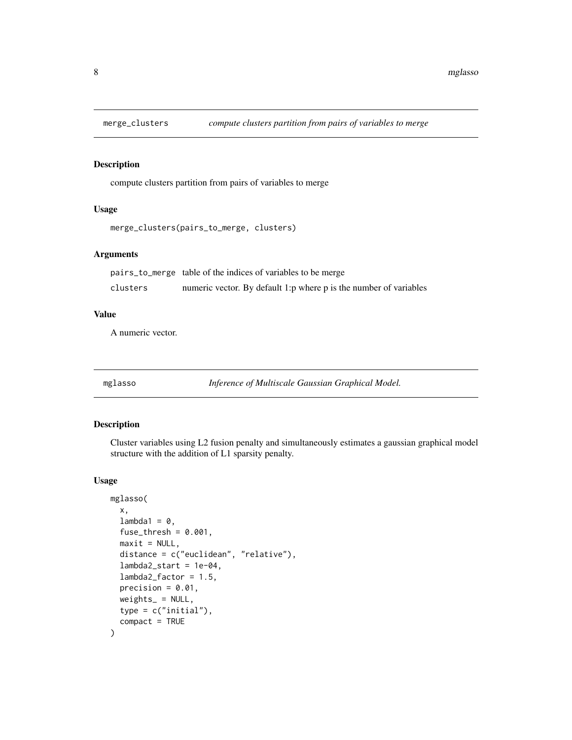## merge_clusters *compute clusters partition from pairs of variables to merge*

### Description

compute clusters partition from pairs of variables to merge

### Usage

```
merge_clusters(pairs_to_merge, clusters)
```

### Arguments

| | |
|---|---|
| pairs_to_merge | table of the indices of variables to be merge |
| clusters | numeric vector. By default 1:p where p is the number of variables |

### Value

A numeric vector.

## mglasso *Inference of Multiscale Gaussian Graphical Model.*

### Description

Cluster variables using L2 fusion penalty and simultaneously estimates a gaussian graphical model structure with the addition of L1 sparsity penalty.

### Usage

```
mglasso(
  x,
  lambda1 = 0,
  fuse_thresh = 0.001,
  maxit = NULL,
  distance = c("euclidean", "relative"),
  lambda2_start = 1e-04,
  lambda2_factor = 1.5,
  precision = 0.01,
  weights_ = NULL,
  type = c("initial"),
  compact = TRUE
)
```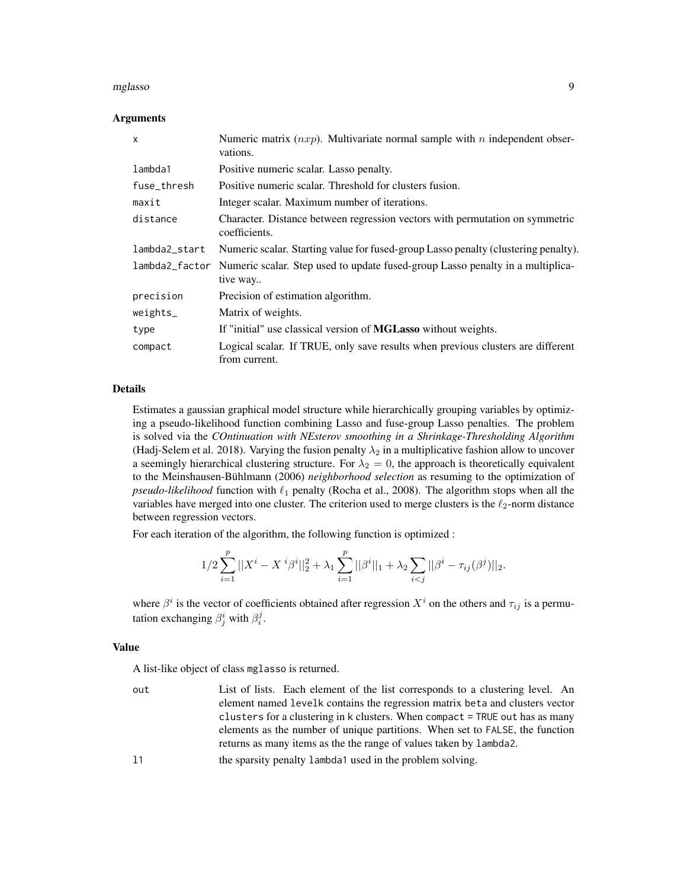### Arguments

| | |
|---|---|
| x | Numeric matrix ($nxp$). Multivariate normal sample with $n$ independent observations. |
| lambda1 | Positive numeric scalar. Lasso penalty. |
| fuse_thresh | Positive numeric scalar. Threshold for clusters fusion. |
| maxit | Integer scalar. Maximum number of iterations. |
| distance | Character. Distance between regression vectors with permutation on symmetric coefficients. |
| lambda2_start | Numeric scalar. Starting value for fused-group Lasso penalty (clustering penalty). |
| lambda2_factor | Numeric scalar. Step used to update fused-group Lasso penalty in a multiplicative way.. |
| precision | Precision of estimation algorithm. |
| weights_ | Matrix of weights. |
| type | If "initial" use classical version of **MGLasso** without weights. |
| compact | Logical scalar. If TRUE, only save results when previous clusters are different from current. |

### Details

Estimates a gaussian graphical model structure while hierarchically grouping variables by optimizing a pseudo-likelihood function combining Lasso and fuse-group Lasso penalties. The problem is solved via the *COntinuation with NEsterov smoothing in a Shrinkage-Thresholding Algorithm* (Hadj-Selem et al. 2018). Varying the fusion penalty $\lambda_2$ in a multiplicative fashion allow to uncover a seemingly hierarchical clustering structure. For $\lambda_2 = 0$, the approach is theoretically equivalent to the Meinshausen-Bühlmann (2006) *neighborhood selection* as resuming to the optimization of *pseudo-likelihood* function with $\ell_1$ penalty (Rocha et al., 2008). The algorithm stops when all the variables have merged into one cluster. The criterion used to merge clusters is the $\ell_2$-norm distance between regression vectors.

For each iteration of the algorithm, the following function is optimized :

$$1/2 \sum_{i=1}^{p} ||X^i - X^{\ i}\beta^i||_2^2 + \lambda_1 \sum_{i=1}^{p} ||\beta^i||_1 + \lambda_2 \sum_{i<j} ||\beta^i - \tau_{ij}(\beta^j)||_2.$$

where $\beta^i$ is the vector of coefficients obtained after regression $X^i$ on the others and $\tau_{ij}$ is a permutation exchanging $\beta^i_j$ with $\beta^j_i$.

### Value

A list-like object of class mglasso is returned.

| | |
|---|---|
| out | List of lists. Each element of the list corresponds to a clustering level. An element named levelk contains the regression matrix beta and clusters vector clusters for a clustering in k clusters. When compact = TRUE out has as many elements as the number of unique partitions. When set to FALSE, the function returns as many items as the the range of values taken by lambda2. |
| l1 | the sparsity penalty lambda1 used in the problem solving. |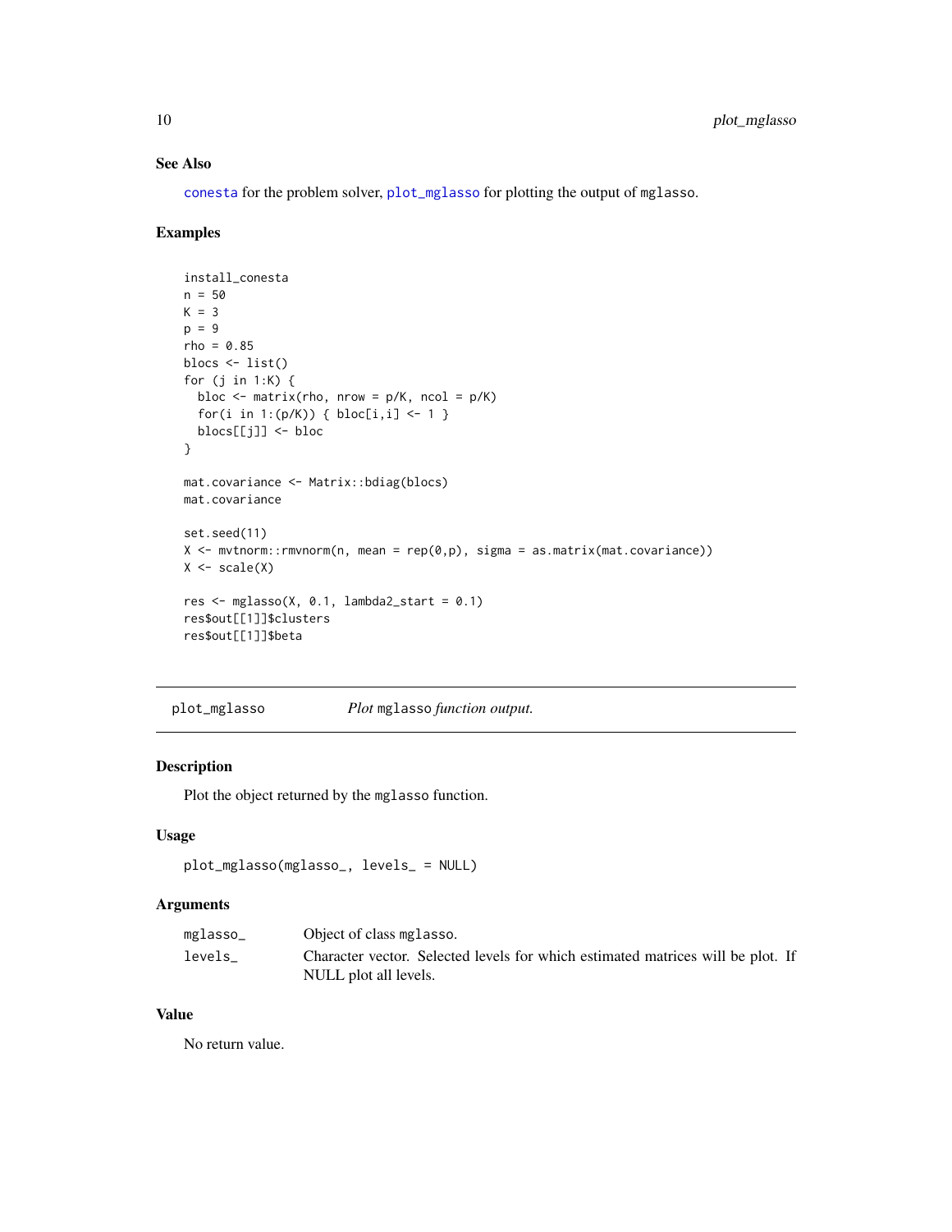### See Also

conesta for the problem solver, plot_mglasso for plotting the output of mglasso.

### Examples

```
install_conesta
n = 50
K = 3
p = 9
rho = 0.85
blocs <- list()
for (j in 1:K) {
  bloc <- matrix(rho, nrow = p/K, ncol = p/K)
  for(i in 1:(p/K)) { bloc[i,i] <- 1 }
  blocs[[j]] <- bloc
}

mat.covariance <- Matrix::bdiag(blocs)
mat.covariance

set.seed(11)
X <- mvtnorm::rmvnorm(n, mean = rep(0,p), sigma = as.matrix(mat.covariance))
X <- scale(X)

res <- mglasso(X, 0.1, lambda2_start = 0.1)
res$out[[1]]$clusters
res$out[[1]]$beta
```

---

## plot_mglasso — *Plot* mglasso *function output.*

### Description

Plot the object returned by the mglasso function.

### Usage

```
plot_mglasso(mglasso_, levels_ = NULL)
```

### Arguments

| | |
|---|---|
| mglasso_ | Object of class mglasso. |
| levels_ | Character vector. Selected levels for which estimated matrices will be plot. If NULL plot all levels. |

### Value

No return value.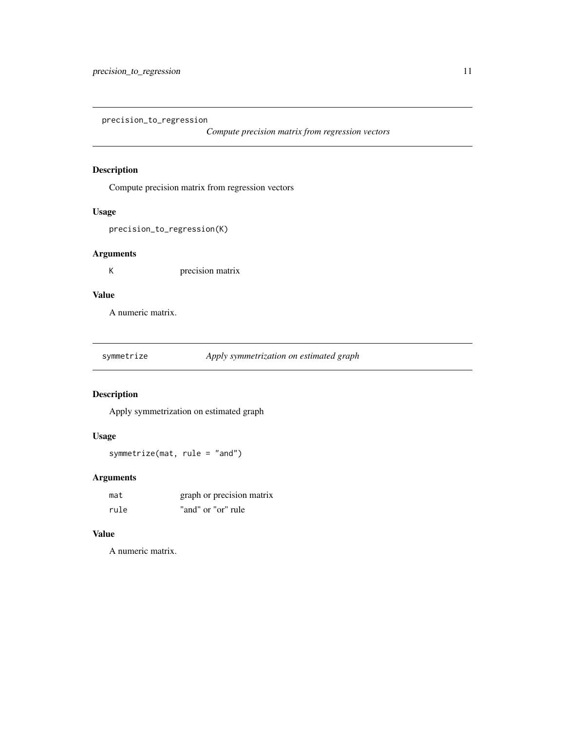## precision_to_regression — *Compute precision matrix from regression vectors*

### Description

Compute precision matrix from regression vectors

### Usage

```
precision_to_regression(K)
```

### Arguments

| | |
|---|---|
| K | precision matrix |

### Value

A numeric matrix.

## symmetrize — *Apply symmetrization on estimated graph*

### Description

Apply symmetrization on estimated graph

### Usage

```
symmetrize(mat, rule = "and")
```

### Arguments

| | |
|---|---|
| mat | graph or precision matrix |
| rule | "and" or "or" rule |

### Value

A numeric matrix.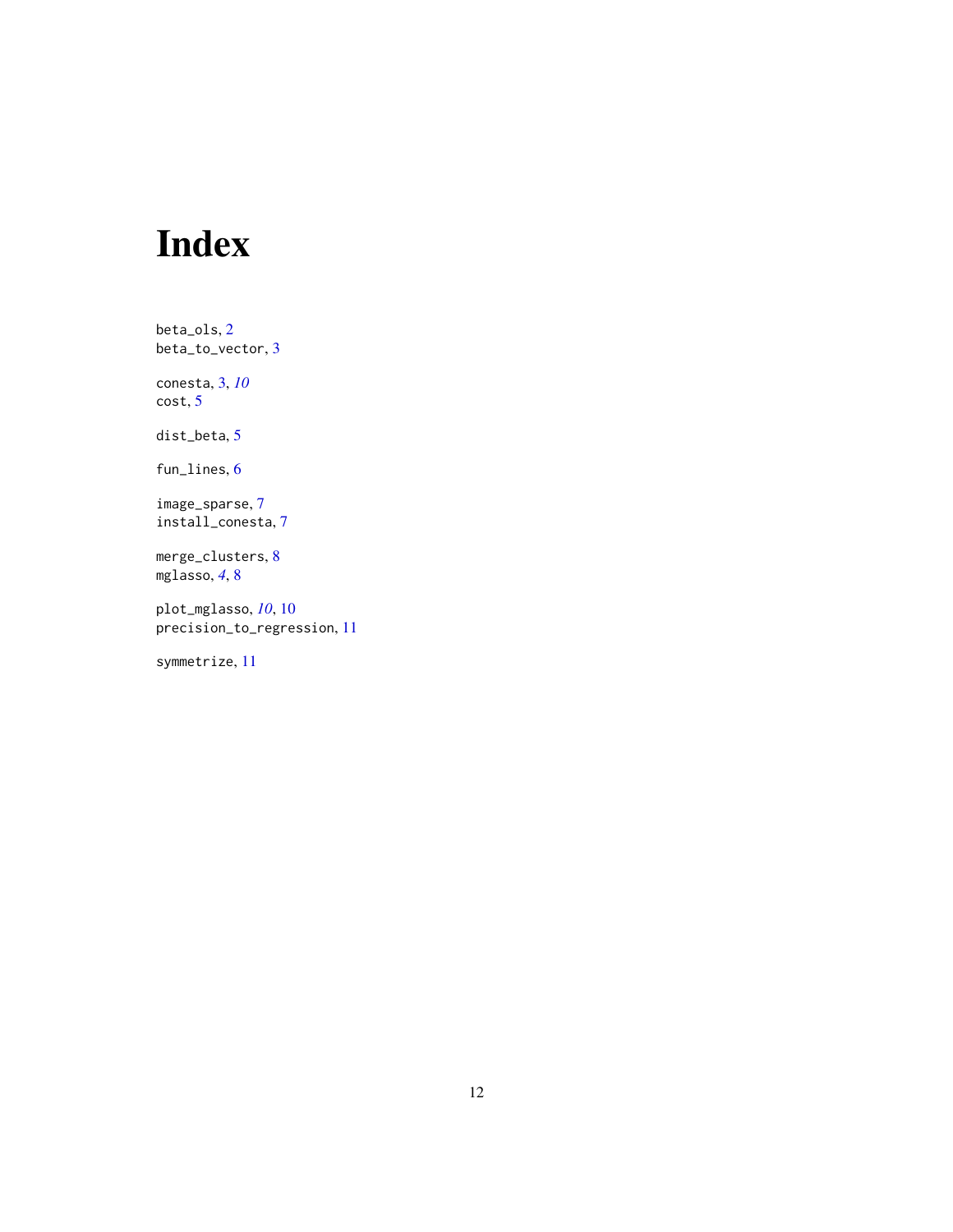# Index

beta_ols, 2
beta_to_vector, 3

conesta, 3, *10*
cost, 5

dist_beta, 5

fun_lines, 6

image_sparse, 7
install_conesta, 7

merge_clusters, 8
mglasso, *4*, 8

plot_mglasso, *10*, 10
precision_to_regression, 11

symmetrize, 11